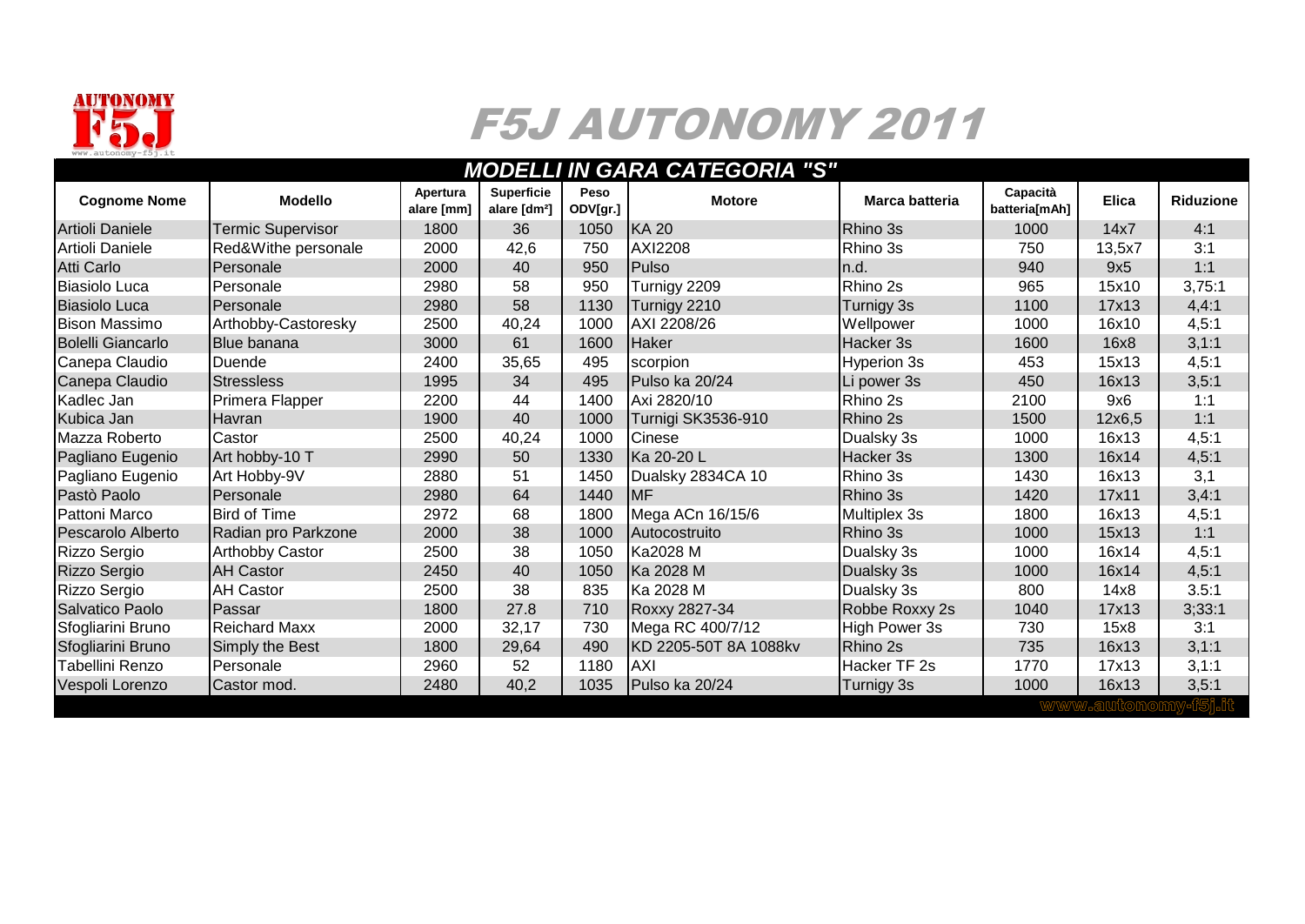# F5J AUTONOMY 2011

## MODELLI IN GARA CATEGORIA "S"

| Cognome Nome | Modello | Apertura alare [mm] | Superficie alare [dm²] | Peso ODV[gr.] | Motore | Marca batteria | Capacità batteria[mAh] | Elica | Riduzione |
|---|---|---|---|---|---|---|---|---|---|
| Artioli Daniele | Termic Supervisor | 1800 | 36 | 1050 | KA 20 | Rhino 3s | 1000 | 14x7 | 4:1 |
| Artioli Daniele | Red&Withe personale | 2000 | 42,6 | 750 | AXI2208 | Rhino 3s | 750 | 13,5x7 | 3:1 |
| Atti Carlo | Personale | 2000 | 40 | 950 | Pulso | n.d. | 940 | 9x5 | 1:1 |
| Biasiolo Luca | Personale | 2980 | 58 | 950 | Turnigy 2209 | Rhino 2s | 965 | 15x10 | 3,75:1 |
| Biasiolo Luca | Personale | 2980 | 58 | 1130 | Turnigy 2210 | Turnigy 3s | 1100 | 17x13 | 4,4:1 |
| Bison Massimo | Arthobby-Castoresky | 2500 | 40,24 | 1000 | AXI 2208/26 | Wellpower | 1000 | 16x10 | 4,5:1 |
| Bolelli Giancarlo | Blue banana | 3000 | 61 | 1600 | Haker | Hacker 3s | 1600 | 16x8 | 3,1:1 |
| Canepa Claudio | Duende | 2400 | 35,65 | 495 | scorpion | Hyperion 3s | 453 | 15x13 | 4,5:1 |
| Canepa Claudio | Stressless | 1995 | 34 | 495 | Pulso ka 20/24 | Li power 3s | 450 | 16x13 | 3,5:1 |
| Kadlec Jan | Primera Flapper | 2200 | 44 | 1400 | Axi 2820/10 | Rhino 2s | 2100 | 9x6 | 1:1 |
| Kubica Jan | Havran | 1900 | 40 | 1000 | Turnigi SK3536-910 | Rhino 2s | 1500 | 12x6,5 | 1:1 |
| Mazza Roberto | Castor | 2500 | 40,24 | 1000 | Cinese | Dualsky 3s | 1000 | 16x13 | 4,5:1 |
| Pagliano Eugenio | Art hobby-10 T | 2990 | 50 | 1330 | Ka 20-20 L | Hacker 3s | 1300 | 16x14 | 4,5:1 |
| Pagliano Eugenio | Art Hobby-9V | 2880 | 51 | 1450 | Dualsky 2834CA 10 | Rhino 3s | 1430 | 16x13 | 3,1 |
| Pastò Paolo | Personale | 2980 | 64 | 1440 | MF | Rhino 3s | 1420 | 17x11 | 3,4:1 |
| Pattoni Marco | Bird of Time | 2972 | 68 | 1800 | Mega ACn 16/15/6 | Multiplex 3s | 1800 | 16x13 | 4,5:1 |
| Pescarolo Alberto | Radian pro Parkzone | 2000 | 38 | 1000 | Autocostruito | Rhino 3s | 1000 | 15x13 | 1:1 |
| Rizzo Sergio | Arthobby Castor | 2500 | 38 | 1050 | Ka2028 M | Dualsky 3s | 1000 | 16x14 | 4,5:1 |
| Rizzo Sergio | AH Castor | 2450 | 40 | 1050 | Ka 2028 M | Dualsky 3s | 1000 | 16x14 | 4,5:1 |
| Rizzo Sergio | AH Castor | 2500 | 38 | 835 | Ka 2028 M | Dualsky 3s | 800 | 14x8 | 3.5:1 |
| Salvatico Paolo | Passar | 1800 | 27.8 | 710 | Roxxy 2827-34 | Robbe Roxxy 2s | 1040 | 17x13 | 3;33:1 |
| Sfogliarini Bruno | Reichard Maxx | 2000 | 32,17 | 730 | Mega RC 400/7/12 | High Power 3s | 730 | 15x8 | 3:1 |
| Sfogliarini Bruno | Simply the Best | 1800 | 29,64 | 490 | KD 2205-50T 8A 1088kv | Rhino 2s | 735 | 16x13 | 3,1:1 |
| Tabellini Renzo | Personale | 2960 | 52 | 1180 | AXI | Hacker TF 2s | 1770 | 17x13 | 3,1:1 |
| Vespoli Lorenzo | Castor mod. | 2480 | 40,2 | 1035 | Pulso ka 20/24 | Turnigy 3s | 1000 | 16x13 | 3,5:1 |

www.autonomy-f5j.it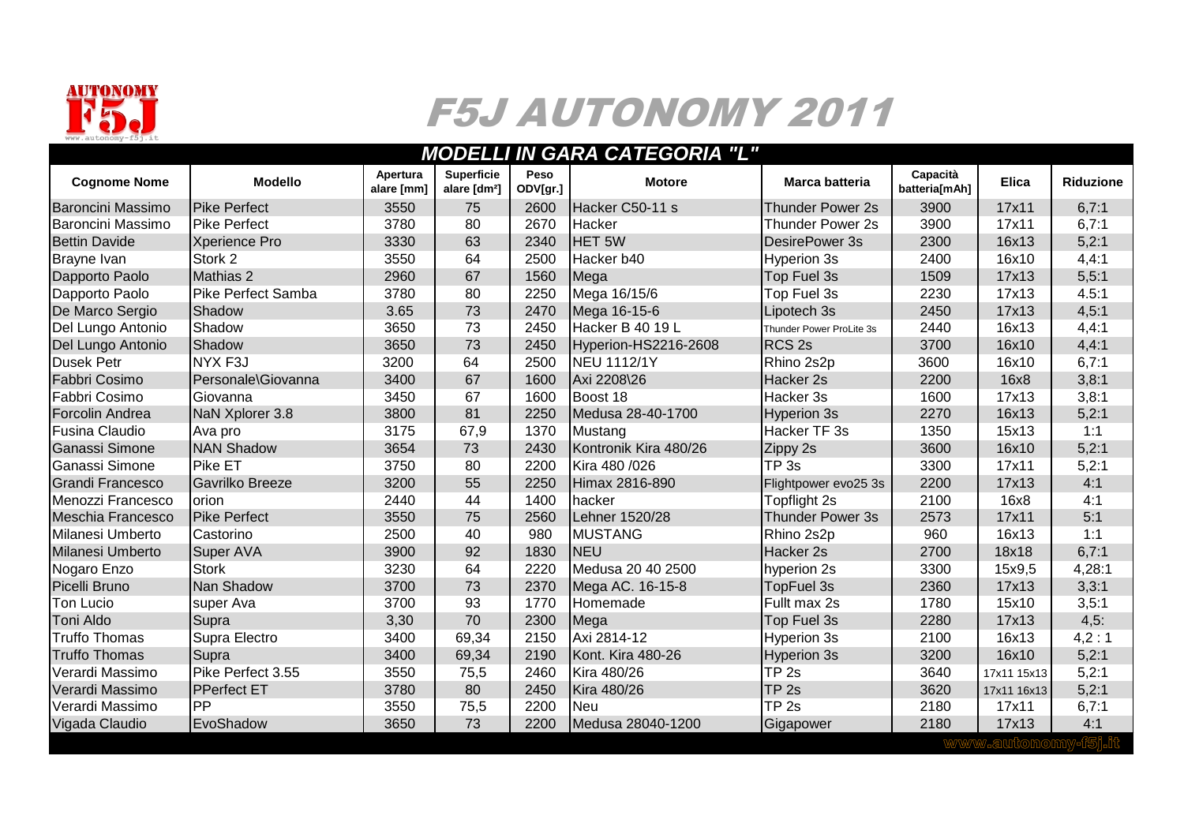# F5J AUTONOMY 2011

## MODELLI IN GARA CATEGORIA "L"

| Cognome Nome | Modello | Apertura alare [mm] | Superficie alare [dm²] | Peso ODV[gr.] | Motore | Marca batteria | Capacità batteria[mAh] | Elica | Riduzione |
|---|---|---|---|---|---|---|---|---|---|
| Baroncini Massimo | Pike Perfect | 3550 | 75 | 2600 | Hacker C50-11 s | Thunder Power 2s | 3900 | 17x11 | 6,7:1 |
| Baroncini Massimo | Pike Perfect | 3780 | 80 | 2670 | Hacker | Thunder Power 2s | 3900 | 17x11 | 6,7:1 |
| Bettin Davide | Xperience Pro | 3330 | 63 | 2340 | HET 5W | DesirePower 3s | 2300 | 16x13 | 5,2:1 |
| Brayne Ivan | Stork 2 | 3550 | 64 | 2500 | Hacker b40 | Hyperion 3s | 2400 | 16x10 | 4,4:1 |
| Dapporto Paolo | Mathias 2 | 2960 | 67 | 1560 | Mega | Top Fuel 3s | 1509 | 17x13 | 5,5:1 |
| Dapporto Paolo | Pike Perfect Samba | 3780 | 80 | 2250 | Mega 16/15/6 | Top Fuel 3s | 2230 | 17x13 | 4.5:1 |
| De Marco Sergio | Shadow | 3.65 | 73 | 2470 | Mega 16-15-6 | Lipotech 3s | 2450 | 17x13 | 4,5:1 |
| Del Lungo Antonio | Shadow | 3650 | 73 | 2450 | Hacker B 40 19 L | Thunder Power ProLite 3s | 2440 | 16x13 | 4,4:1 |
| Del Lungo Antonio | Shadow | 3650 | 73 | 2450 | Hyperion-HS2216-2608 | RCS 2s | 3700 | 16x10 | 4,4:1 |
| Dusek Petr | NYX F3J | 3200 | 64 | 2500 | NEU 1112/1Y | Rhino 2s2p | 3600 | 16x10 | 6,7:1 |
| Fabbri Cosimo | Personale\Giovanna | 3400 | 67 | 1600 | Axi 2208\26 | Hacker 2s | 2200 | 16x8 | 3,8:1 |
| Fabbri Cosimo | Giovanna | 3450 | 67 | 1600 | Boost 18 | Hacker 3s | 1600 | 17x13 | 3,8:1 |
| Forcolin Andrea | NaN Xplorer 3.8 | 3800 | 81 | 2250 | Medusa 28-40-1700 | Hyperion 3s | 2270 | 16x13 | 5,2:1 |
| Fusina Claudio | Ava pro | 3175 | 67,9 | 1370 | Mustang | Hacker TF 3s | 1350 | 15x13 | 1:1 |
| Ganassi Simone | NAN Shadow | 3654 | 73 | 2430 | Kontronik Kira 480/26 | Zippy 2s | 3600 | 16x10 | 5,2:1 |
| Ganassi Simone | Pike ET | 3750 | 80 | 2200 | Kira 480 /026 | TP 3s | 3300 | 17x11 | 5,2:1 |
| Grandi Francesco | Gavrilko Breeze | 3200 | 55 | 2250 | Himax 2816-890 | Flightpower evo25 3s | 2200 | 17x13 | 4:1 |
| Menozzi Francesco | orion | 2440 | 44 | 1400 | hacker | Topflight 2s | 2100 | 16x8 | 4:1 |
| Meschia Francesco | Pike Perfect | 3550 | 75 | 2560 | Lehner 1520/28 | Thunder Power 3s | 2573 | 17x11 | 5:1 |
| Milanesi Umberto | Castorino | 2500 | 40 | 980 | MUSTANG | Rhino 2s2p | 960 | 16x13 | 1:1 |
| Milanesi Umberto | Super AVA | 3900 | 92 | 1830 | NEU | Hacker 2s | 2700 | 18x18 | 6,7:1 |
| Nogaro Enzo | Stork | 3230 | 64 | 2220 | Medusa 20 40 2500 | hyperion 2s | 3300 | 15x9,5 | 4,28:1 |
| Picelli Bruno | Nan Shadow | 3700 | 73 | 2370 | Mega AC. 16-15-8 | TopFuel 3s | 2360 | 17x13 | 3,3:1 |
| Ton Lucio | super Ava | 3700 | 93 | 1770 | Homemade | Fullt max 2s | 1780 | 15x10 | 3,5:1 |
| Toni Aldo | Supra | 3,30 | 70 | 2300 | Mega | Top Fuel 3s | 2280 | 17x13 | 4,5: |
| Truffo Thomas | Supra Electro | 3400 | 69,34 | 2150 | Axi 2814-12 | Hyperion 3s | 2100 | 16x13 | 4,2 : 1 |
| Truffo Thomas | Supra | 3400 | 69,34 | 2190 | Kont. Kira 480-26 | Hyperion 3s | 3200 | 16x10 | 5,2:1 |
| Verardi Massimo | Pike Perfect 3.55 | 3550 | 75,5 | 2460 | Kira 480/26 | TP 2s | 3640 | 17x11 15x13 | 5,2:1 |
| Verardi Massimo | PPerfect ET | 3780 | 80 | 2450 | Kira 480/26 | TP 2s | 3620 | 17x11 16x13 | 5,2:1 |
| Verardi Massimo | PP | 3550 | 75,5 | 2200 | Neu | TP 2s | 2180 | 17x11 | 6,7:1 |
| Vigada Claudio | EvoShadow | 3650 | 73 | 2200 | Medusa 28040-1200 | Gigapower | 2180 | 17x13 | 4:1 |

www.autonomy-f5j.it